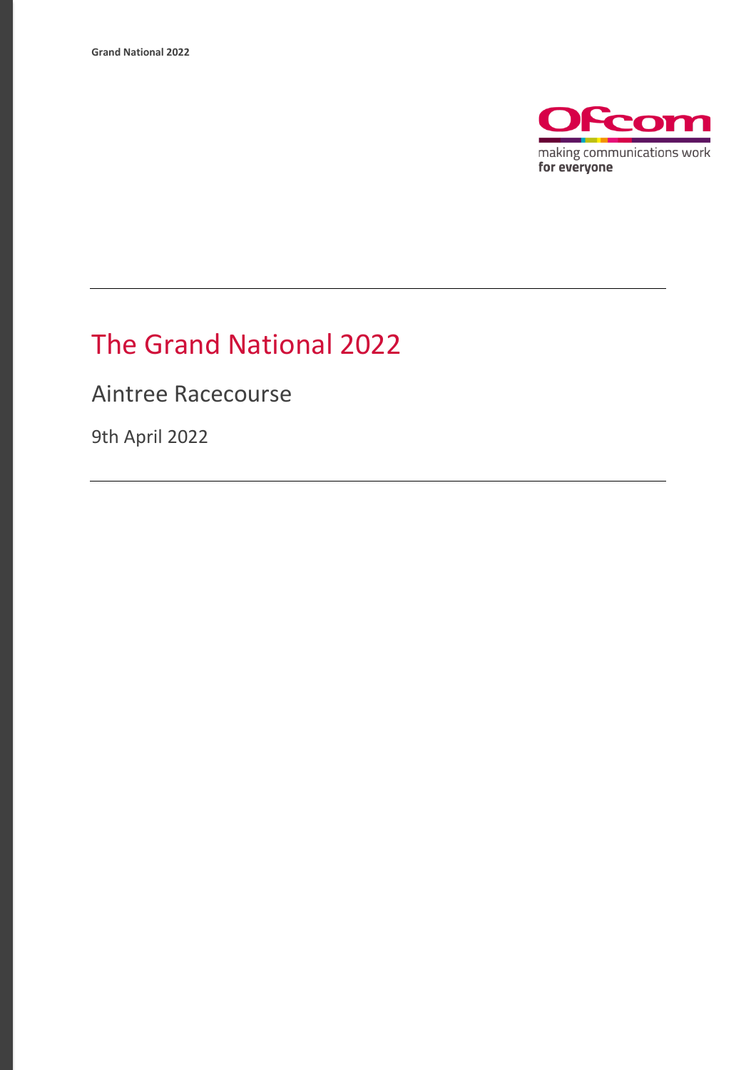# The Grand National 2022

## Aintree Racecourse

9th April 2022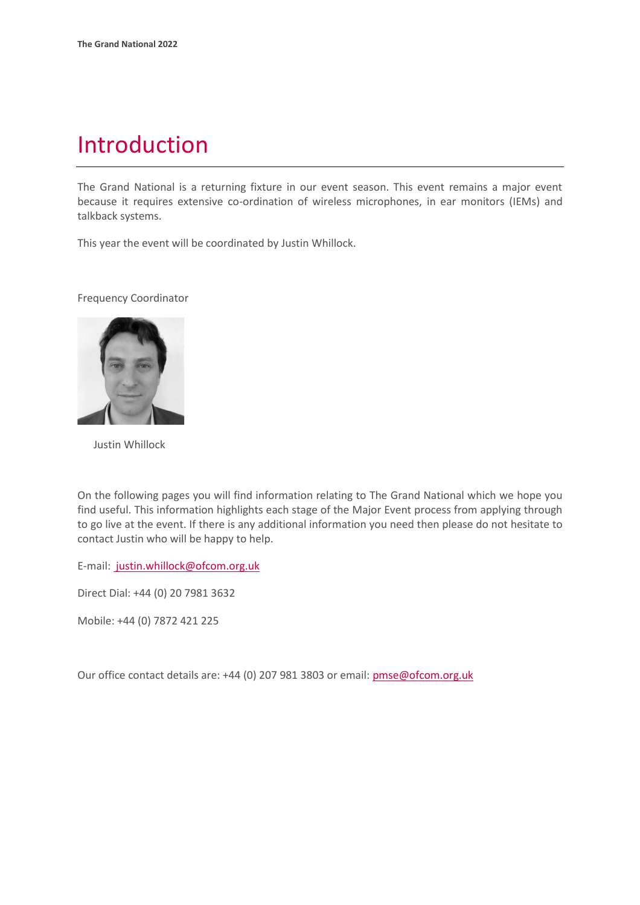# Introduction

The Grand National is a returning fixture in our event season. This event remains a major event because it requires extensive co-ordination of wireless microphones, in ear monitors (IEMs) and talkback systems.

This year the event will be coordinated by Justin Whillock.

Frequency Coordinator

Justin Whillock

On the following pages you will find information relating to The Grand National which we hope you find useful. This information highlights each stage of the Major Event process from applying through to go live at the event. If there is any additional information you need then please do not hesitate to contact Justin who will be happy to help.

E-mail: justin.whillock@ofcom.org.uk

Direct Dial: +44 (0) 20 7981 3632

Mobile: +44 (0) 7872 421 225

Our office contact details are: +44 (0) 207 981 3803 or email: pmse@ofcom.org.uk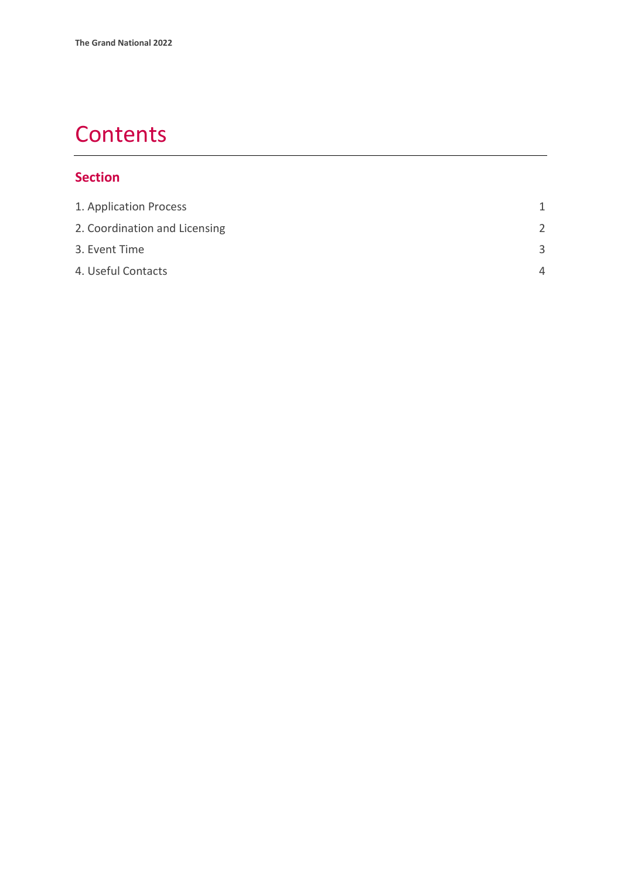# Contents

## Section

| | |
|---|---|
| 1. Application Process | 1 |
| 2. Coordination and Licensing | 2 |
| 3. Event Time | 3 |
| 4. Useful Contacts | 4 |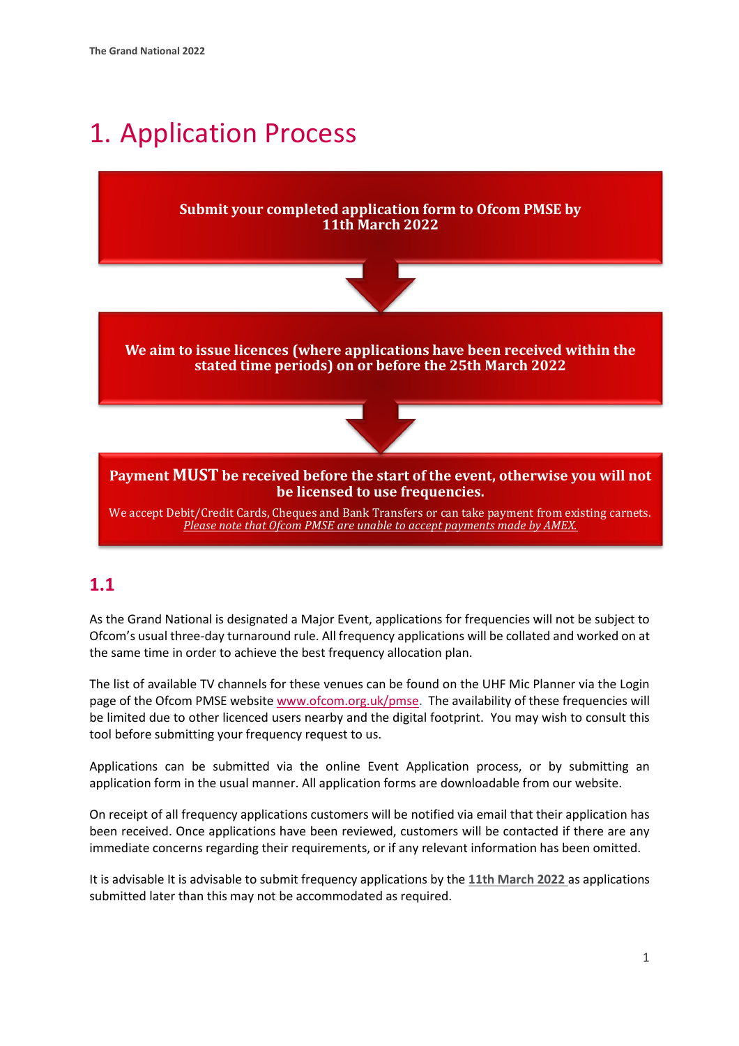# 1. Application Process

**Submit your completed application form to Ofcom PMSE by 11th March 2022**

**We aim to issue licences (where applications have been received within the stated time periods) on or before the 25th March 2022**

**Payment MUST be received before the start of the event, otherwise you will not be licensed to use frequencies.**

We accept Debit/Credit Cards, Cheques and Bank Transfers or can take payment from existing carnets.
*Please note that Ofcom PMSE are unable to accept payments made by AMEX.*

## 1.1

As the Grand National is designated a Major Event, applications for frequencies will not be subject to Ofcom's usual three-day turnaround rule. All frequency applications will be collated and worked on at the same time in order to achieve the best frequency allocation plan.

The list of available TV channels for these venues can be found on the UHF Mic Planner via the Login page of the Ofcom PMSE website www.ofcom.org.uk/pmse. The availability of these frequencies will be limited due to other licenced users nearby and the digital footprint. You may wish to consult this tool before submitting your frequency request to us.

Applications can be submitted via the online Event Application process, or by submitting an application form in the usual manner. All application forms are downloadable from our website.

On receipt of all frequency applications customers will be notified via email that their application has been received. Once applications have been reviewed, customers will be contacted if there are any immediate concerns regarding their requirements, or if any relevant information has been omitted.

It is advisable It is advisable to submit frequency applications by the **11th March 2022** as applications submitted later than this may not be accommodated as required.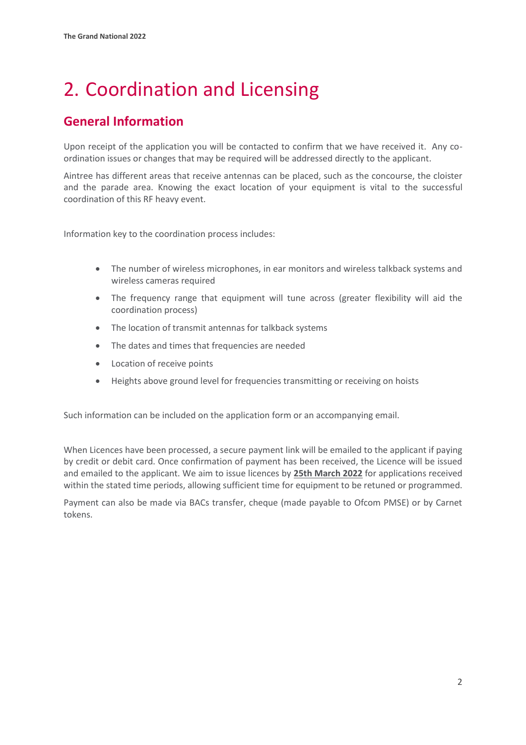# 2. Coordination and Licensing

## General Information

Upon receipt of the application you will be contacted to confirm that we have received it. Any co-ordination issues or changes that may be required will be addressed directly to the applicant.

Aintree has different areas that receive antennas can be placed, such as the concourse, the cloister and the parade area. Knowing the exact location of your equipment is vital to the successful coordination of this RF heavy event.

Information key to the coordination process includes:

- The number of wireless microphones, in ear monitors and wireless talkback systems and wireless cameras required
- The frequency range that equipment will tune across (greater flexibility will aid the coordination process)
- The location of transmit antennas for talkback systems
- The dates and times that frequencies are needed
- Location of receive points
- Heights above ground level for frequencies transmitting or receiving on hoists

Such information can be included on the application form or an accompanying email.

When Licences have been processed, a secure payment link will be emailed to the applicant if paying by credit or debit card. Once confirmation of payment has been received, the Licence will be issued and emailed to the applicant. We aim to issue licences by **25th March 2022** for applications received within the stated time periods, allowing sufficient time for equipment to be retuned or programmed.

Payment can also be made via BACs transfer, cheque (made payable to Ofcom PMSE) or by Carnet tokens.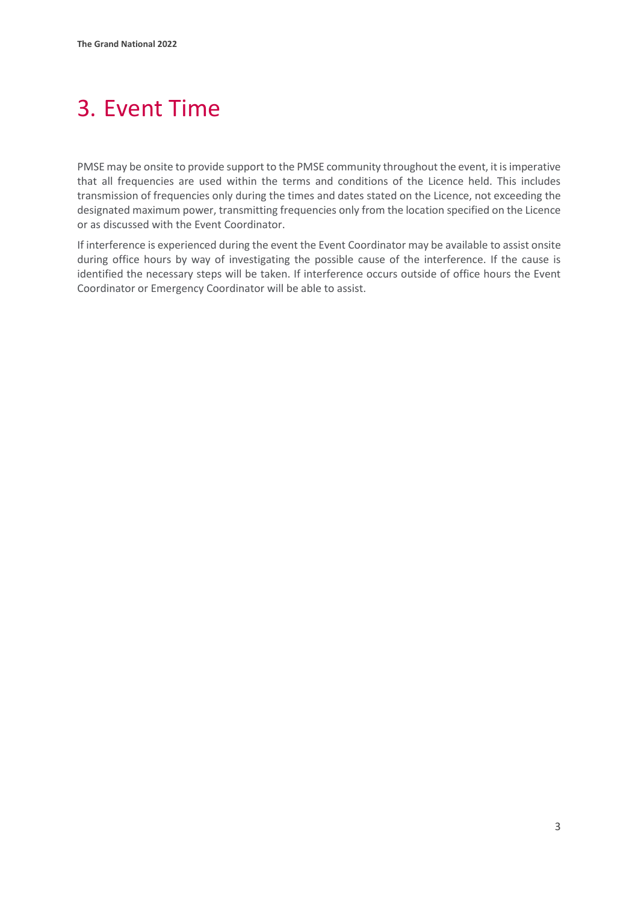# 3. Event Time

PMSE may be onsite to provide support to the PMSE community throughout the event, it is imperative that all frequencies are used within the terms and conditions of the Licence held. This includes transmission of frequencies only during the times and dates stated on the Licence, not exceeding the designated maximum power, transmitting frequencies only from the location specified on the Licence or as discussed with the Event Coordinator.

If interference is experienced during the event the Event Coordinator may be available to assist onsite during office hours by way of investigating the possible cause of the interference. If the cause is identified the necessary steps will be taken. If interference occurs outside of office hours the Event Coordinator or Emergency Coordinator will be able to assist.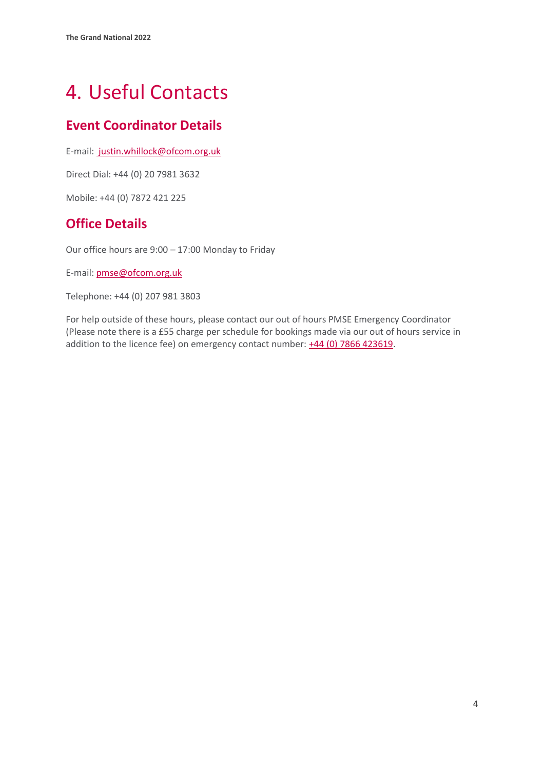# 4. Useful Contacts

## Event Coordinator Details

E-mail: justin.whillock@ofcom.org.uk

Direct Dial: +44 (0) 20 7981 3632

Mobile: +44 (0) 7872 421 225

## Office Details

Our office hours are 9:00 – 17:00 Monday to Friday

E-mail: pmse@ofcom.org.uk

Telephone: +44 (0) 207 981 3803

For help outside of these hours, please contact our out of hours PMSE Emergency Coordinator (Please note there is a £55 charge per schedule for bookings made via our out of hours service in addition to the licence fee) on emergency contact number: +44 (0) 7866 423619.